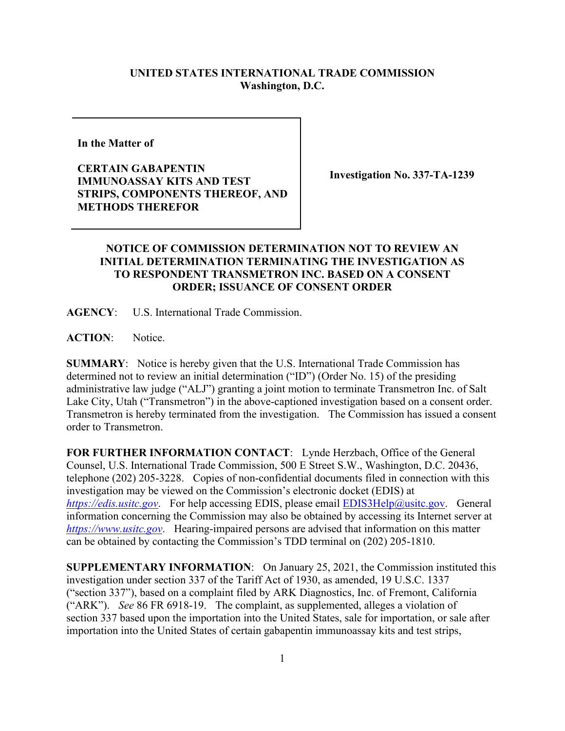**UNITED STATES INTERNATIONAL TRADE COMMISSION**
**Washington, D.C.**

| In the Matter of<br><br>**CERTAIN GABAPENTIN IMMUNOASSAY KITS AND TEST STRIPS, COMPONENTS THEREOF, AND METHODS THEREFOR** | **Investigation No. 337-TA-1239** |
|---|---|

## NOTICE OF COMMISSION DETERMINATION NOT TO REVIEW AN INITIAL DETERMINATION TERMINATING THE INVESTIGATION AS TO RESPONDENT TRANSMETRON INC. BASED ON A CONSENT ORDER; ISSUANCE OF CONSENT ORDER

**AGENCY**: U.S. International Trade Commission.

**ACTION**: Notice.

**SUMMARY**: Notice is hereby given that the U.S. International Trade Commission has determined not to review an initial determination ("ID") (Order No. 15) of the presiding administrative law judge ("ALJ") granting a joint motion to terminate Transmetron Inc. of Salt Lake City, Utah ("Transmetron") in the above-captioned investigation based on a consent order. Transmetron is hereby terminated from the investigation. The Commission has issued a consent order to Transmetron.

**FOR FURTHER INFORMATION CONTACT**: Lynde Herzbach, Office of the General Counsel, U.S. International Trade Commission, 500 E Street S.W., Washington, D.C. 20436, telephone (202) 205-3228. Copies of non-confidential documents filed in connection with this investigation may be viewed on the Commission's electronic docket (EDIS) at *https://edis.usitc.gov*. For help accessing EDIS, please email EDIS3Help@usitc.gov. General information concerning the Commission may also be obtained by accessing its Internet server at *https://www.usitc.gov*. Hearing-impaired persons are advised that information on this matter can be obtained by contacting the Commission's TDD terminal on (202) 205-1810.

**SUPPLEMENTARY INFORMATION**: On January 25, 2021, the Commission instituted this investigation under section 337 of the Tariff Act of 1930, as amended, 19 U.S.C. 1337 ("section 337"), based on a complaint filed by ARK Diagnostics, Inc. of Fremont, California ("ARK"). *See* 86 FR 6918-19. The complaint, as supplemented, alleges a violation of section 337 based upon the importation into the United States, sale for importation, or sale after importation into the United States of certain gabapentin immunoassay kits and test strips,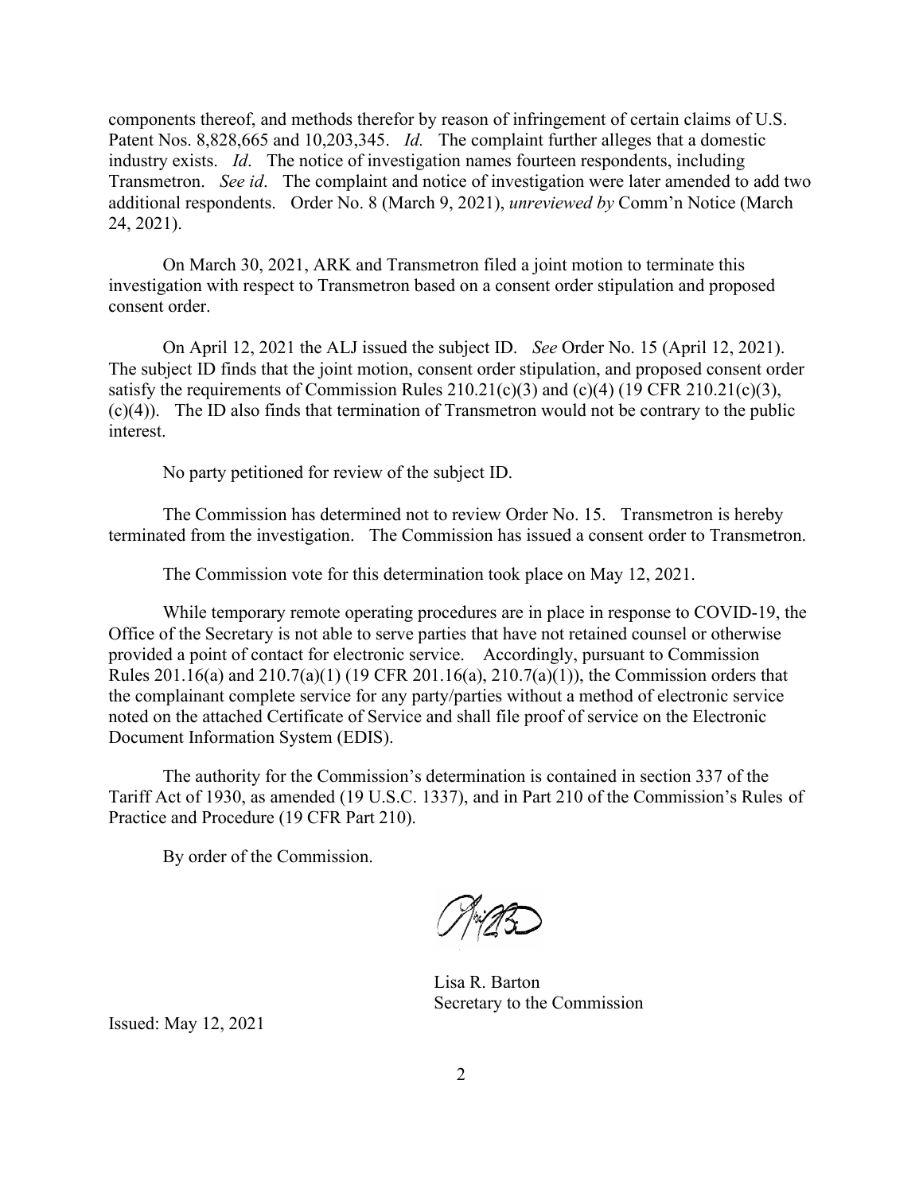components thereof, and methods therefor by reason of infringement of certain claims of U.S. Patent Nos. 8,828,665 and 10,203,345. *Id.* The complaint further alleges that a domestic industry exists. *Id*. The notice of investigation names fourteen respondents, including Transmetron. *See id*. The complaint and notice of investigation were later amended to add two additional respondents. Order No. 8 (March 9, 2021), *unreviewed by* Comm'n Notice (March 24, 2021).

On March 30, 2021, ARK and Transmetron filed a joint motion to terminate this investigation with respect to Transmetron based on a consent order stipulation and proposed consent order.

On April 12, 2021 the ALJ issued the subject ID. *See* Order No. 15 (April 12, 2021). The subject ID finds that the joint motion, consent order stipulation, and proposed consent order satisfy the requirements of Commission Rules 210.21(c)(3) and (c)(4) (19 CFR 210.21(c)(3), (c)(4)). The ID also finds that termination of Transmetron would not be contrary to the public interest.

No party petitioned for review of the subject ID.

The Commission has determined not to review Order No. 15. Transmetron is hereby terminated from the investigation. The Commission has issued a consent order to Transmetron.

The Commission vote for this determination took place on May 12, 2021.

While temporary remote operating procedures are in place in response to COVID-19, the Office of the Secretary is not able to serve parties that have not retained counsel or otherwise provided a point of contact for electronic service. Accordingly, pursuant to Commission Rules 201.16(a) and 210.7(a)(1) (19 CFR 201.16(a), 210.7(a)(1)), the Commission orders that the complainant complete service for any party/parties without a method of electronic service noted on the attached Certificate of Service and shall file proof of service on the Electronic Document Information System (EDIS).

The authority for the Commission's determination is contained in section 337 of the Tariff Act of 1930, as amended (19 U.S.C. 1337), and in Part 210 of the Commission's Rules of Practice and Procedure (19 CFR Part 210).

By order of the Commission.

Lisa R. Barton
Secretary to the Commission

Issued: May 12, 2021